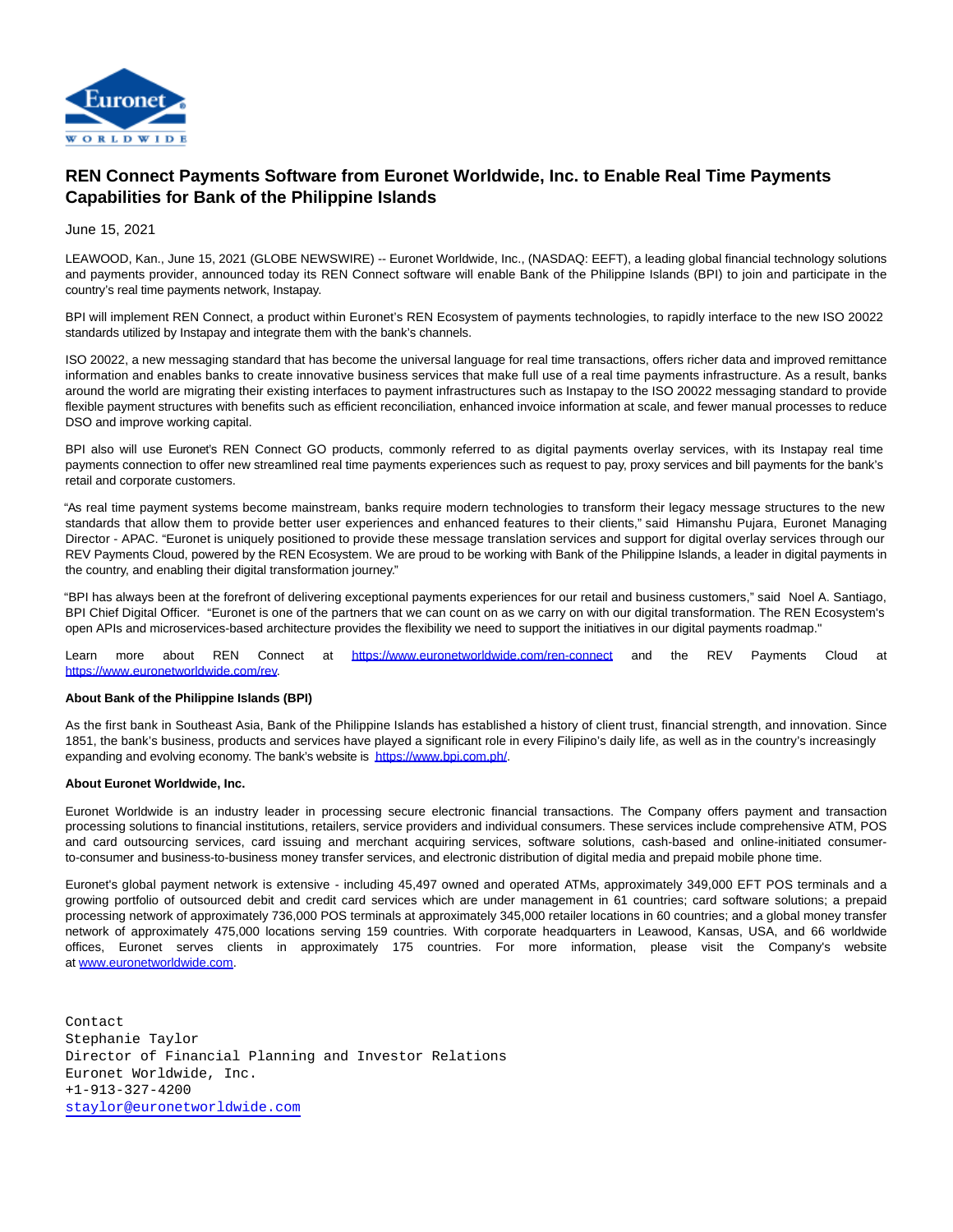# REN Connect Payments Software from Euronet Worldwide, Inc. to Enable Real Time Payments Capabilities for Bank of the Philippine Islands

June 15, 2021

LEAWOOD, Kan., June 15, 2021 (GLOBE NEWSWIRE) -- Euronet Worldwide, Inc., (NASDAQ: EEFT), a leading global financial technology solutions and payments provider, announced today its REN Connect software will enable Bank of the Philippine Islands (BPI) to join and participate in the country's real time payments network, Instapay.

BPI will implement REN Connect, a product within Euronet's REN Ecosystem of payments technologies, to rapidly interface to the new ISO 20022 standards utilized by Instapay and integrate them with the bank's channels.

ISO 20022, a new messaging standard that has become the universal language for real time transactions, offers richer data and improved remittance information and enables banks to create innovative business services that make full use of a real time payments infrastructure. As a result, banks around the world are migrating their existing interfaces to payment infrastructures such as Instapay to the ISO 20022 messaging standard to provide flexible payment structures with benefits such as efficient reconciliation, enhanced invoice information at scale, and fewer manual processes to reduce DSO and improve working capital.

BPI also will use Euronet's REN Connect GO products, commonly referred to as digital payments overlay services, with its Instapay real time payments connection to offer new streamlined real time payments experiences such as request to pay, proxy services and bill payments for the bank's retail and corporate customers.

"As real time payment systems become mainstream, banks require modern technologies to transform their legacy message structures to the new standards that allow them to provide better user experiences and enhanced features to their clients," said Himanshu Pujara, Euronet Managing Director - APAC. "Euronet is uniquely positioned to provide these message translation services and support for digital overlay services through our REV Payments Cloud, powered by the REN Ecosystem. We are proud to be working with Bank of the Philippine Islands, a leader in digital payments in the country, and enabling their digital transformation journey."

"BPI has always been at the forefront of delivering exceptional payments experiences for our retail and business customers," said Noel A. Santiago, BPI Chief Digital Officer. "Euronet is one of the partners that we can count on as we carry on with our digital transformation. The REN Ecosystem's open APIs and microservices-based architecture provides the flexibility we need to support the initiatives in our digital payments roadmap."

Learn more about REN Connect at https://www.euronetworldwide.com/ren-connect and the REV Payments Cloud at https://www.euronetworldwide.com/rev.

**About Bank of the Philippine Islands (BPI)**

As the first bank in Southeast Asia, Bank of the Philippine Islands has established a history of client trust, financial strength, and innovation. Since 1851, the bank's business, products and services have played a significant role in every Filipino's daily life, as well as in the country's increasingly expanding and evolving economy. The bank's website is https://www.bpi.com.ph/.

**About Euronet Worldwide, Inc.**

Euronet Worldwide is an industry leader in processing secure electronic financial transactions. The Company offers payment and transaction processing solutions to financial institutions, retailers, service providers and individual consumers. These services include comprehensive ATM, POS and card outsourcing services, card issuing and merchant acquiring services, software solutions, cash-based and online-initiated consumer-to-consumer and business-to-business money transfer services, and electronic distribution of digital media and prepaid mobile phone time.

Euronet's global payment network is extensive - including 45,497 owned and operated ATMs, approximately 349,000 EFT POS terminals and a growing portfolio of outsourced debit and credit card services which are under management in 61 countries; card software solutions; a prepaid processing network of approximately 736,000 POS terminals at approximately 345,000 retailer locations in 60 countries; and a global money transfer network of approximately 475,000 locations serving 159 countries. With corporate headquarters in Leawood, Kansas, USA, and 66 worldwide offices, Euronet serves clients in approximately 175 countries. For more information, please visit the Company's website at www.euronetworldwide.com.

Contact
Stephanie Taylor
Director of Financial Planning and Investor Relations
Euronet Worldwide, Inc.
+1-913-327-4200
staylor@euronetworldwide.com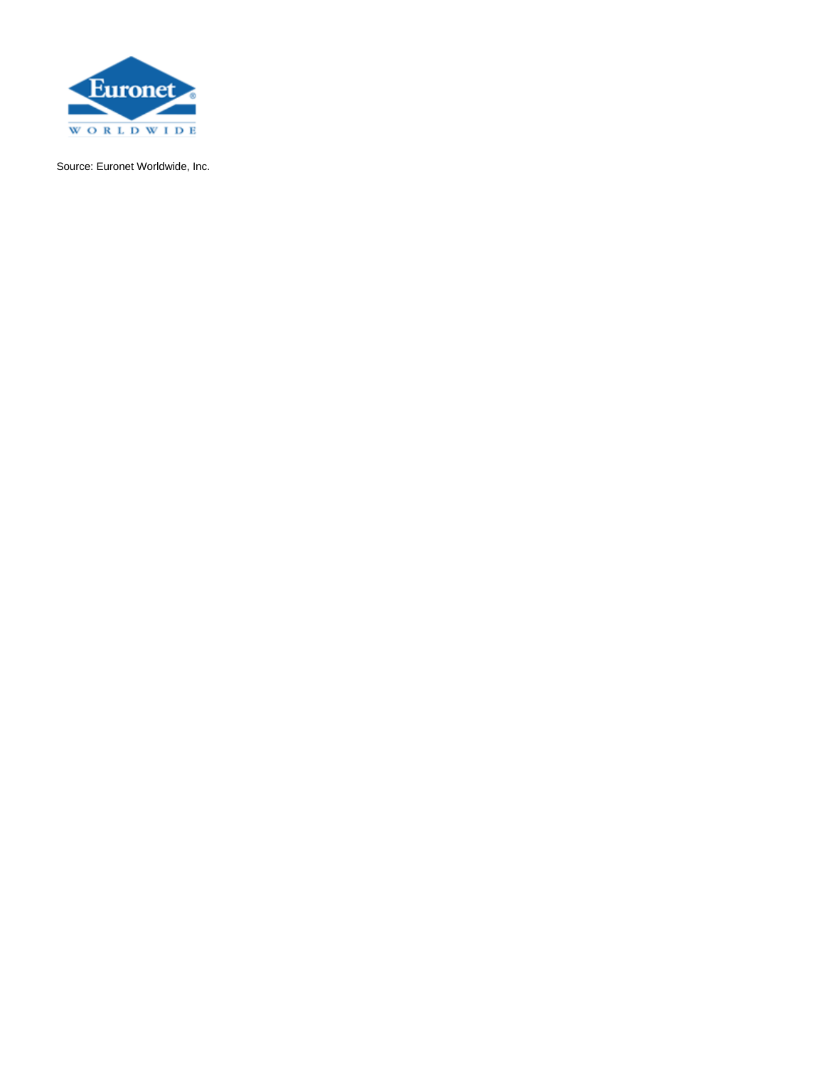Source: Euronet Worldwide, Inc.